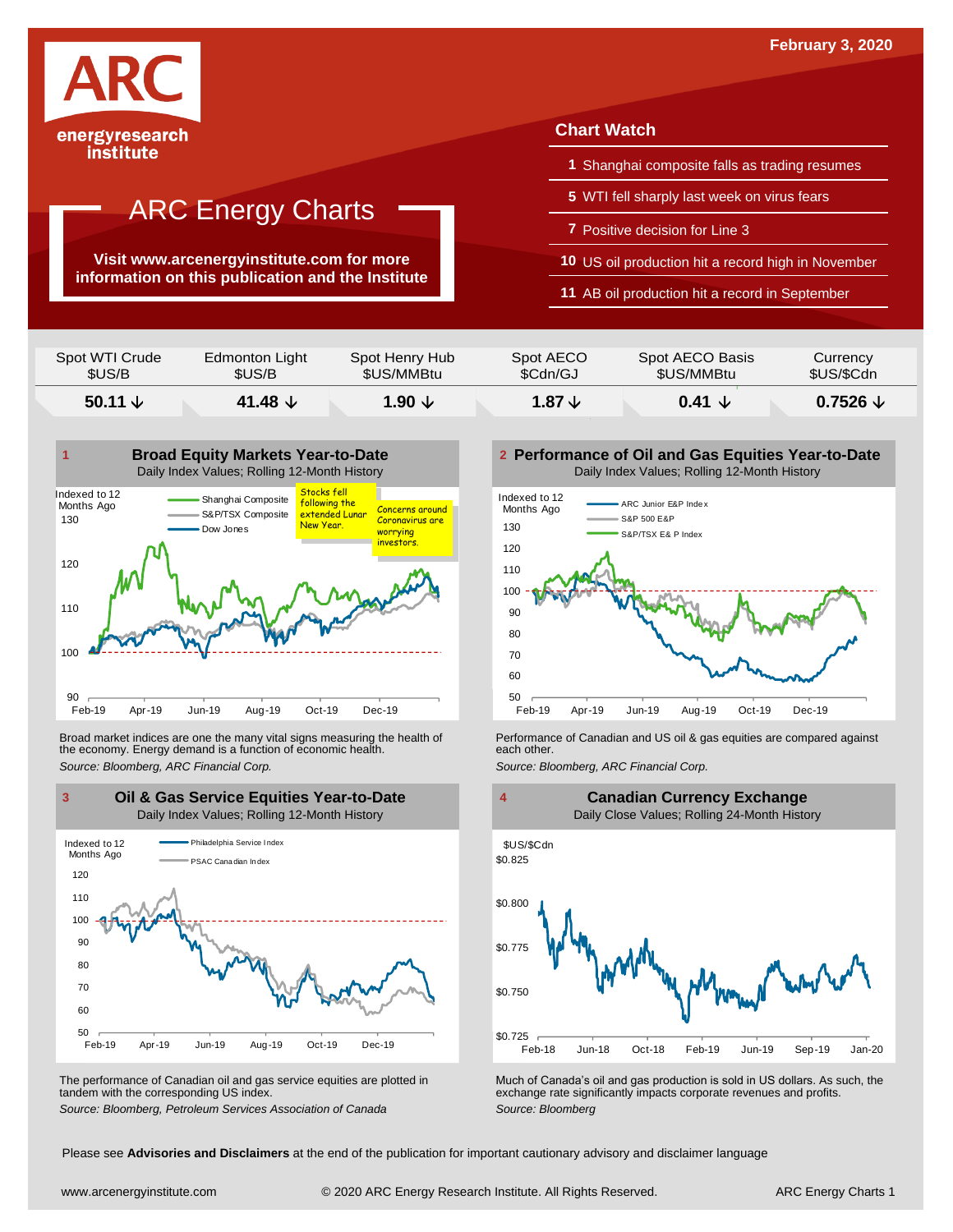February 3, 2020

ARC energyresearch institute

# ARC Energy Charts

**Visit www.arcenergyinstitute.com for more information on this publication and the Institute**

## Chart Watch

1 Shanghai composite falls as trading resumes
5 WTI fell sharply last week on virus fears
7 Positive decision for Line 3
10 US oil production hit a record high in November
11 AB oil production hit a record in September

| Spot WTI Crude $US/B | Edmonton Light $US/B | Spot Henry Hub $US/MMBtu | Spot AECO $Cdn/GJ | Spot AECO Basis $US/MMBtu | Currency $US/$Cdn |
|---|---|---|---|---|---|
| **50.11 ↓** | **41.48 ↓** | **1.90 ↓** | **1.87 ↓** | **0.41 ↓** | **0.7526 ↓** |

### 1 Broad Equity Markets Year-to-Date

Daily Index Values; Rolling 12-Month History

Indexed to 12 Months Ago

Shanghai Composite, S&P/TSX Composite, Dow Jones

Stocks fell following the extended Lunar New Year.

Concerns around Coronavirus are worrying investors.

Broad market indices are one the many vital signs measuring the health of the economy. Energy demand is a function of economic health.

*Source: Bloomberg, ARC Financial Corp.*

### 2 Performance of Oil and Gas Equities Year-to-Date

Daily Index Values; Rolling 12-Month History

Indexed to 12 Months Ago

ARC Junior E&P Index, S&P 500 E&P, S&P/TSX E& P Index

Performance of Canadian and US oil & gas equities are compared against each other.

*Source: Bloomberg, ARC Financial Corp.*

### 3 Oil & Gas Service Equities Year-to-Date

Daily Index Values; Rolling 12-Month History

Indexed to 12 Months Ago

Philadelphia Service Index, PSAC Canadian Index

The performance of Canadian oil and gas service equities are plotted in tandem with the corresponding US index.

*Source: Bloomberg, Petroleum Services Association of Canada*

### 4 Canadian Currency Exchange

Daily Close Values; Rolling 24-Month History

$US/$Cdn

Much of Canada's oil and gas production is sold in US dollars. As such, the exchange rate significantly impacts corporate revenues and profits.

*Source: Bloomberg*

Please see **Advisories and Disclaimers** at the end of the publication for important cautionary advisory and disclaimer language

www.arcenergyinstitute.com © 2020 ARC Energy Research Institute. All Rights Reserved.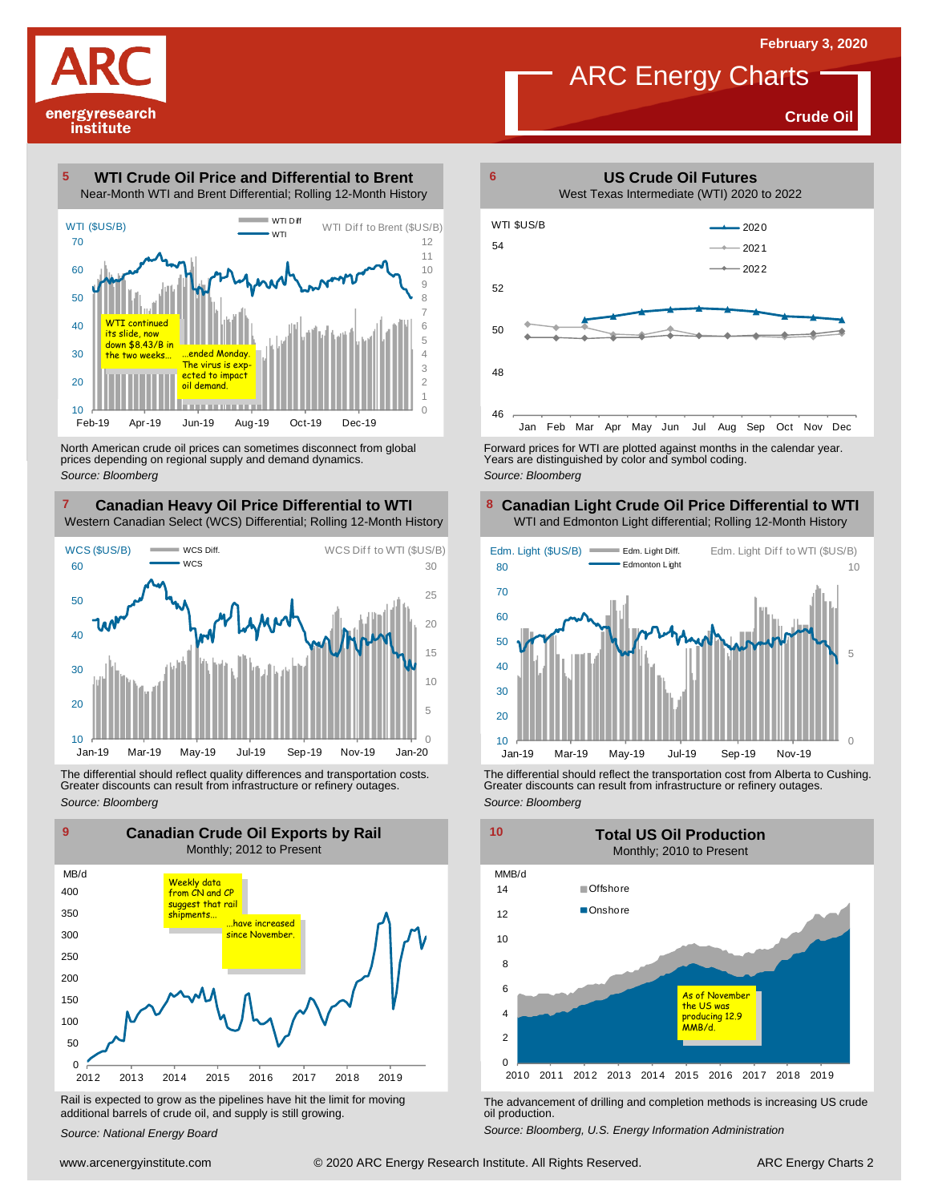# ARC Energy Charts

**February 3, 2020**

**Crude Oil**

## 5 WTI Crude Oil Price and Differential to Brent

Near-Month WTI and Brent Differential; Rolling 12-Month History

WTI ($US/B) | WTI Diff to Brent ($US/B)

WTI continued its slide, now down $8.43/B in the two weeks... ...ended Monday. The virus is expected to impact oil demand.

North American crude oil prices can sometimes disconnect from global prices depending on regional supply and demand dynamics.

*Source: Bloomberg*

## 6 US Crude Oil Futures

West Texas Intermediate (WTI) 2020 to 2022

Forward prices for WTI are plotted against months in the calendar year. Years are distinguished by color and symbol coding.

*Source: Bloomberg*

## 7 Canadian Heavy Oil Price Differential to WTI

Western Canadian Select (WCS) Differential; Rolling 12-Month History

The differential should reflect quality differences and transportation costs. Greater discounts can result from infrastructure or refinery outages.

*Source: Bloomberg*

## 8 Canadian Light Crude Oil Price Differential to WTI

WTI and Edmonton Light differential; Rolling 12-Month History

The differential should reflect the transportation cost from Alberta to Cushing. Greater discounts can result from infrastructure or refinery outages.

*Source: Bloomberg*

## 9 Canadian Crude Oil Exports by Rail

Monthly; 2012 to Present

Weekly data from CN and CP suggest that rail shipments... ...have increased since November.

Rail is expected to grow as the pipelines have hit the limit for moving additional barrels of crude oil, and supply is still growing.

*Source: National Energy Board*

## 10 Total US Oil Production

Monthly; 2010 to Present

As of November the US was producing 12.9 MMB/d.

The advancement of drilling and completion methods is increasing US crude oil production.

*Source: Bloomberg, U.S. Energy Information Administration*

www.arcenergyinstitute.com © 2020 ARC Energy Research Institute. All Rights Reserved.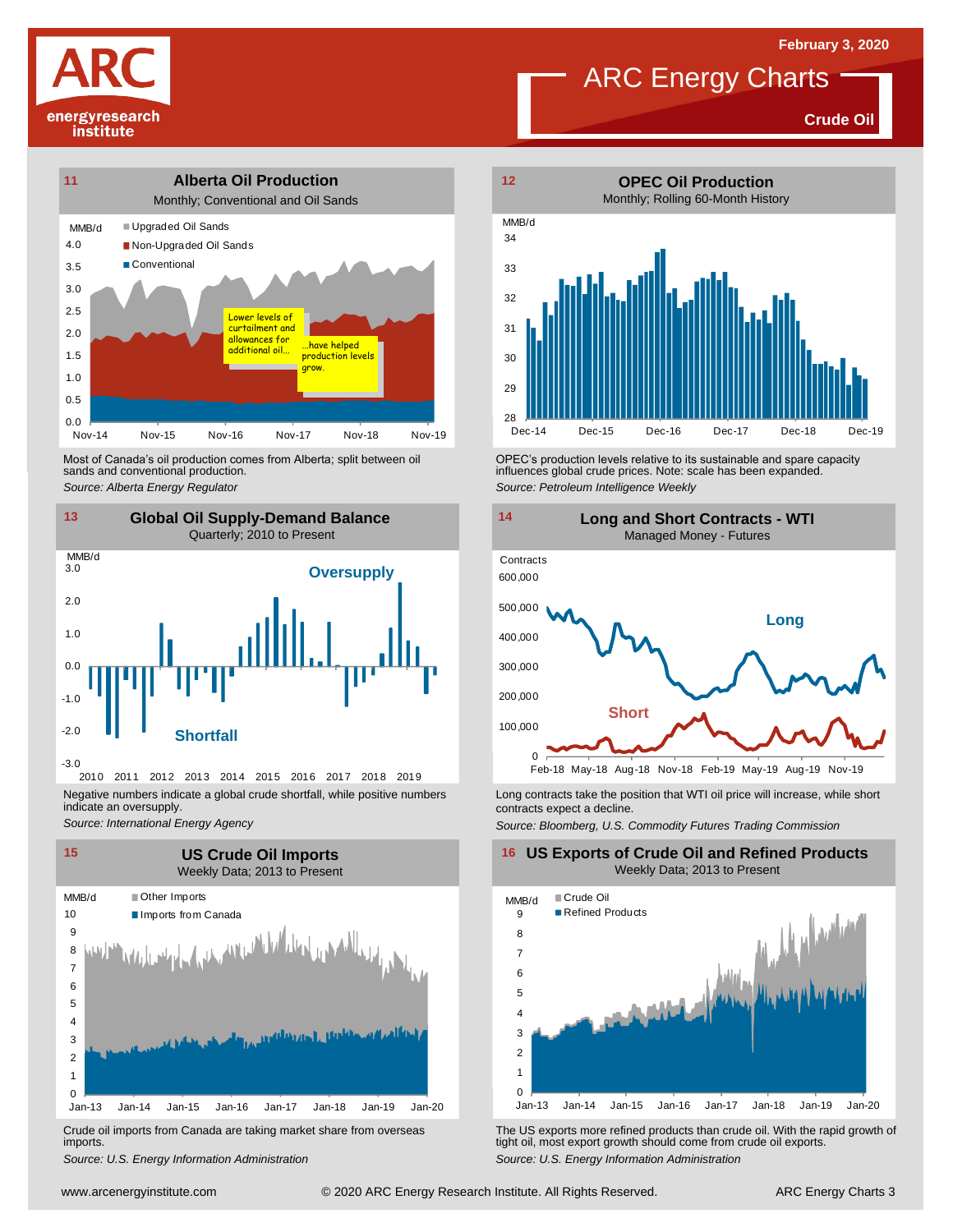# ARC Energy Charts

February 3, 2020

**Crude Oil**

## 11 Alberta Oil Production

Monthly; Conventional and Oil Sands

MMB/d

- Upgraded Oil Sands
- Non-Upgraded Oil Sands
- Conventional

Lower levels of curtailment and allowances for additional oil... ...have helped production levels grow.

Most of Canada's oil production comes from Alberta; split between oil sands and conventional production.

*Source: Alberta Energy Regulator*

## 12 OPEC Oil Production

Monthly; Rolling 60-Month History

MMB/d

OPEC's production levels relative to its sustainable and spare capacity influences global crude prices. Note: scale has been expanded.

*Source: Petroleum Intelligence Weekly*

## 13 Global Oil Supply-Demand Balance

Quarterly; 2010 to Present

MMB/d

Oversupply

Shortfall

Negative numbers indicate a global crude shortfall, while positive numbers indicate an oversupply.

*Source: International Energy Agency*

## 14 Long and Short Contracts - WTI

Managed Money - Futures

Contracts

Long

Short

Long contracts take the position that WTI oil price will increase, while short contracts expect a decline.

*Source: Bloomberg, U.S. Commodity Futures Trading Commission*

## 15 US Crude Oil Imports

Weekly Data; 2013 to Present

MMB/d

- Other Imports
- Imports from Canada

Crude oil imports from Canada are taking market share from overseas imports.

*Source: U.S. Energy Information Administration*

## 16 US Exports of Crude Oil and Refined Products

Weekly Data; 2013 to Present

MMB/d

- Crude Oil
- Refined Products

The US exports more refined products than crude oil. With the rapid growth of tight oil, most export growth should come from crude oil exports.

*Source: U.S. Energy Information Administration*

www.arcenergyinstitute.com © 2020 ARC Energy Research Institute. All Rights Reserved.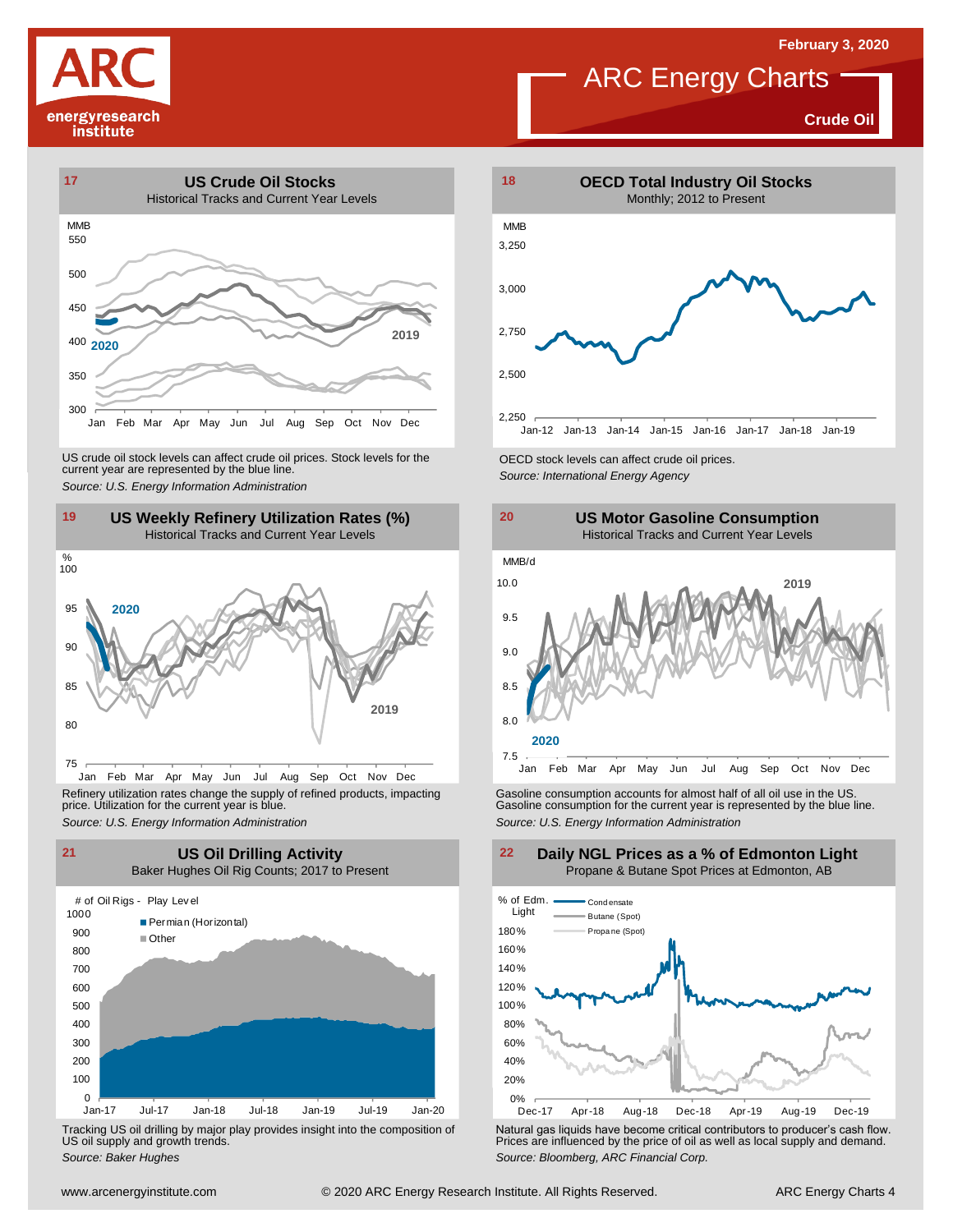February 3, 2020

# ARC Energy Charts

**Crude Oil**

## 17 US Crude Oil Stocks

Historical Tracks and Current Year Levels

MMB

550, 500, 450, 400, 350, 300

Jan Feb Mar Apr May Jun Jul Aug Sep Oct Nov Dec

2020

2019

US crude oil stock levels can affect crude oil prices. Stock levels for the current year are represented by the blue line.

*Source: U.S. Energy Information Administration*

## 18 OECD Total Industry Oil Stocks

Monthly; 2012 to Present

MMB

3,250, 3,000, 2,750, 2,500, 2,250

Jan-12 Jan-13 Jan-14 Jan-15 Jan-16 Jan-17 Jan-18 Jan-19

OECD stock levels can affect crude oil prices.

*Source: International Energy Agency*

## 19 US Weekly Refinery Utilization Rates (%)

Historical Tracks and Current Year Levels

%

100, 95, 90, 85, 80, 75

Jan Feb Mar Apr May Jun Jul Aug Sep Oct Nov Dec

2020

2019

Refinery utilization rates change the supply of refined products, impacting price. Utilization for the current year is blue.

*Source: U.S. Energy Information Administration*

## 20 US Motor Gasoline Consumption

Historical Tracks and Current Year Levels

MMB/d

10.0, 9.5, 9.0, 8.5, 8.0, 7.5

Jan Feb Mar Apr May Jun Jul Aug Sep Oct Nov Dec

2019

2020

Gasoline consumption accounts for almost half of all oil use in the US. Gasoline consumption for the current year is represented by the blue line.

*Source: U.S. Energy Information Administration*

## 21 US Oil Drilling Activity

Baker Hughes Oil Rig Counts; 2017 to Present

# of Oil Rigs - Play Level

1000, 900, 800, 700, 600, 500, 400, 300, 200, 100, 0

Jan-17 Jul-17 Jan-18 Jul-18 Jan-19 Jul-19 Jan-20

Permian (Horizontal)

Other

Tracking US oil drilling by major play provides insight into the composition of US oil supply and growth trends.

*Source: Baker Hughes*

## 22 Daily NGL Prices as a % of Edmonton Light

Propane & Butane Spot Prices at Edmonton, AB

% of Edm. Light

180%, 160%, 140%, 120%, 100%, 80%, 60%, 40%, 20%, 0%

Dec-17 Apr-18 Aug-18 Dec-18 Apr-19 Aug-19 Dec-19

Condensate

Butane (Spot)

Propane (Spot)

Natural gas liquids have become critical contributors to producer's cash flow. Prices are influenced by the price of oil as well as local supply and demand.

*Source: Bloomberg, ARC Financial Corp.*

www.arcenergyinstitute.com © 2020 ARC Energy Research Institute. All Rights Reserved.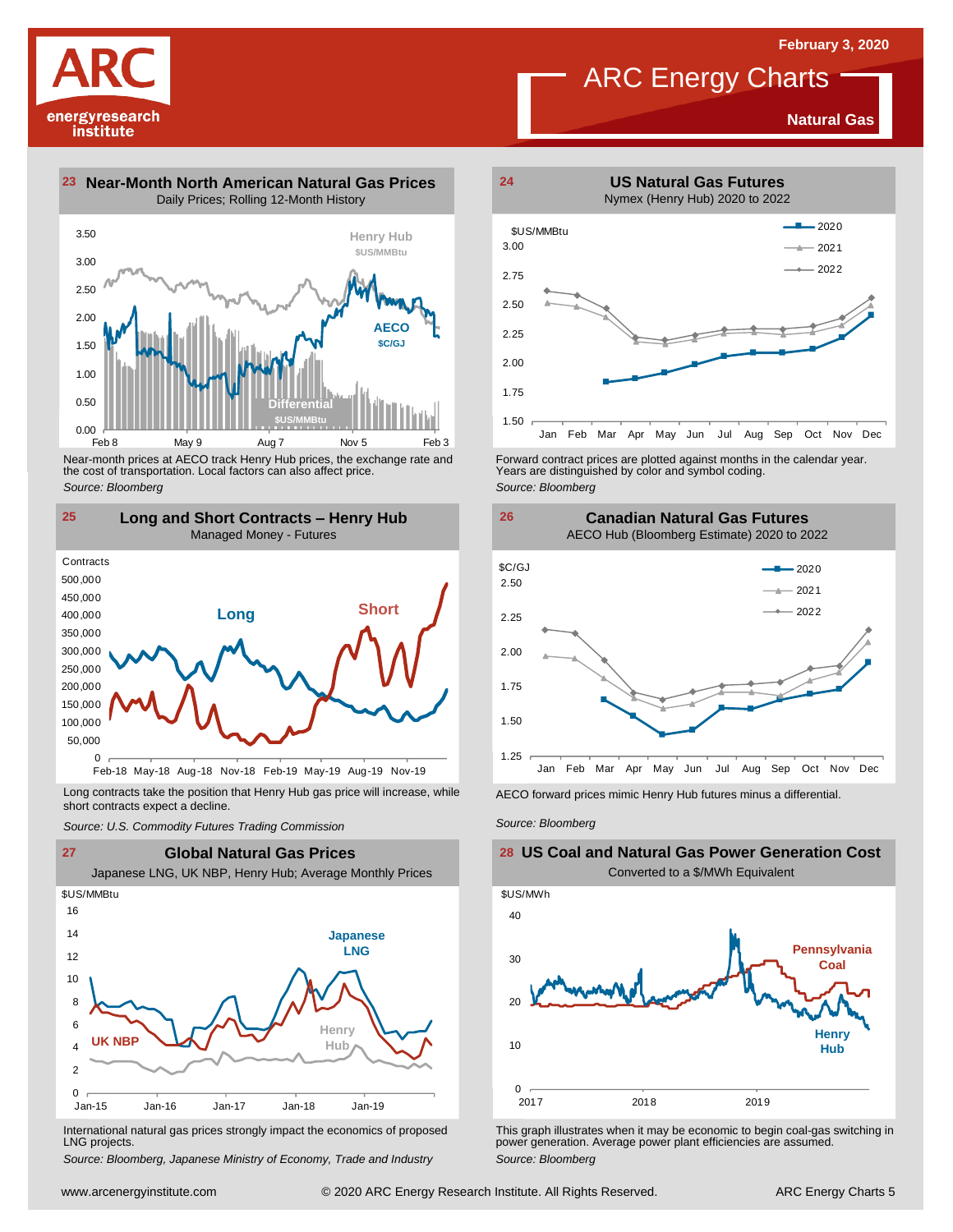February 3, 2020

# ARC Energy Charts

**Natural Gas**

## 23 Near-Month North American Natural Gas Prices

Daily Prices; Rolling 12-Month History

Near-month prices at AECO track Henry Hub prices, the exchange rate and the cost of transportation. Local factors can also affect price.

*Source: Bloomberg*

## 24 US Natural Gas Futures

Nymex (Henry Hub) 2020 to 2022

Forward contract prices are plotted against months in the calendar year. Years are distinguished by color and symbol coding.

*Source: Bloomberg*

## 25 Long and Short Contracts – Henry Hub

Managed Money - Futures

Long contracts take the position that Henry Hub gas price will increase, while short contracts expect a decline.

*Source: U.S. Commodity Futures Trading Commission*

## 26 Canadian Natural Gas Futures

AECO Hub (Bloomberg Estimate) 2020 to 2022

AECO forward prices mimic Henry Hub futures minus a differential.

*Source: Bloomberg*

## 27 Global Natural Gas Prices

Japanese LNG, UK NBP, Henry Hub; Average Monthly Prices

International natural gas prices strongly impact the economics of proposed LNG projects.

*Source: Bloomberg, Japanese Ministry of Economy, Trade and Industry*

## 28 US Coal and Natural Gas Power Generation Cost

Converted to a $/MWh Equivalent

This graph illustrates when it may be economic to begin coal-gas switching in power generation. Average power plant efficiencies are assumed.

*Source: Bloomberg*

www.arcenergyinstitute.com © 2020 ARC Energy Research Institute. All Rights Reserved.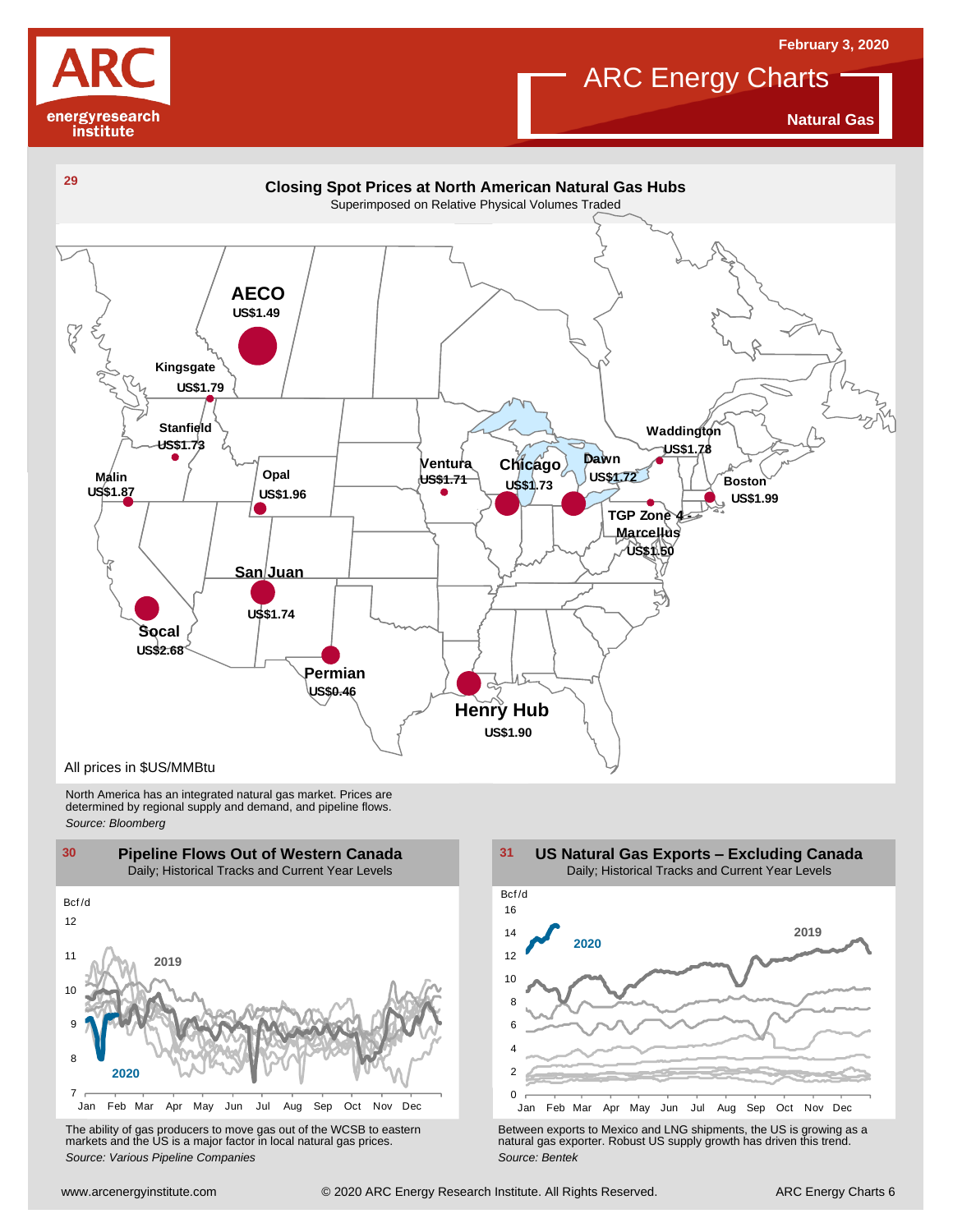February 3, 2020

# ARC Energy Charts

**Natural Gas**

## 29 Closing Spot Prices at North American Natural Gas Hubs

Superimposed on Relative Physical Volumes Traded

| Hub | Price |
|---|---|
| AECO | US$1.49 |
| Kingsgate | US$1.79 |
| Stanfield | US$1.73 |
| Malin | US$1.87 |
| Opal | US$1.96 |
| Ventura | US$1.71 |
| Chicago | US$1.73 |
| Dawn | US$1.72 |
| Waddington | US$1.78 |
| Boston | US$1.99 |
| TGP Zone 4 Marcellus | US$1.50 |
| San Juan | US$1.74 |
| Socal | US$2.68 |
| Permian | US$0.46 |
| Henry Hub | US$1.90 |

All prices in $US/MMBtu

North America has an integrated natural gas market. Prices are determined by regional supply and demand, and pipeline flows.

*Source: Bloomberg*

## 30 Pipeline Flows Out of Western Canada

Daily; Historical Tracks and Current Year Levels

The ability of gas producers to move gas out of the WCSB to eastern markets and the US is a major factor in local natural gas prices.

*Source: Various Pipeline Companies*

## 31 US Natural Gas Exports – Excluding Canada

Daily; Historical Tracks and Current Year Levels

Between exports to Mexico and LNG shipments, the US is growing as a natural gas exporter. Robust US supply growth has driven this trend.

*Source: Bentek*

www.arcenergyinstitute.com © 2020 ARC Energy Research Institute. All Rights Reserved.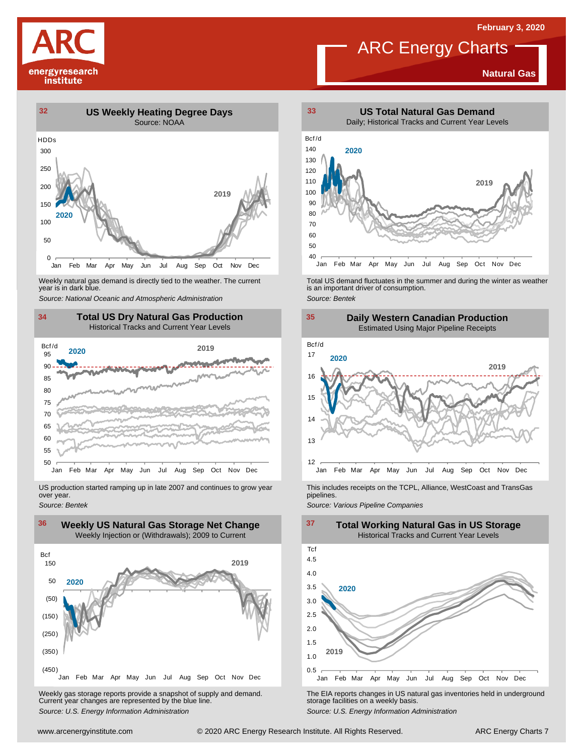# ARC Energy Charts

February 3, 2020

**Natural Gas**

## 32 US Weekly Heating Degree Days

Source: NOAA

Weekly natural gas demand is directly tied to the weather. The current year is in dark blue.

*Source: National Oceanic and Atmospheric Administration*

## 33 US Total Natural Gas Demand

Daily; Historical Tracks and Current Year Levels

Total US demand fluctuates in the summer and during the winter as weather is an important driver of consumption.

*Source: Bentek*

## 34 Total US Dry Natural Gas Production

Historical Tracks and Current Year Levels

US production started ramping up in late 2007 and continues to grow year over year.

*Source: Bentek*

## 35 Daily Western Canadian Production

Estimated Using Major Pipeline Receipts

This includes receipts on the TCPL, Alliance, WestCoast and TransGas pipelines.

*Source: Various Pipeline Companies*

## 36 Weekly US Natural Gas Storage Net Change

Weekly Injection or (Withdrawals); 2009 to Current

Weekly gas storage reports provide a snapshot of supply and demand. Current year changes are represented by the blue line.

*Source: U.S. Energy Information Administration*

## 37 Total Working Natural Gas in US Storage

Historical Tracks and Current Year Levels

The EIA reports changes in US natural gas inventories held in underground storage facilities on a weekly basis.

*Source: U.S. Energy Information Administration*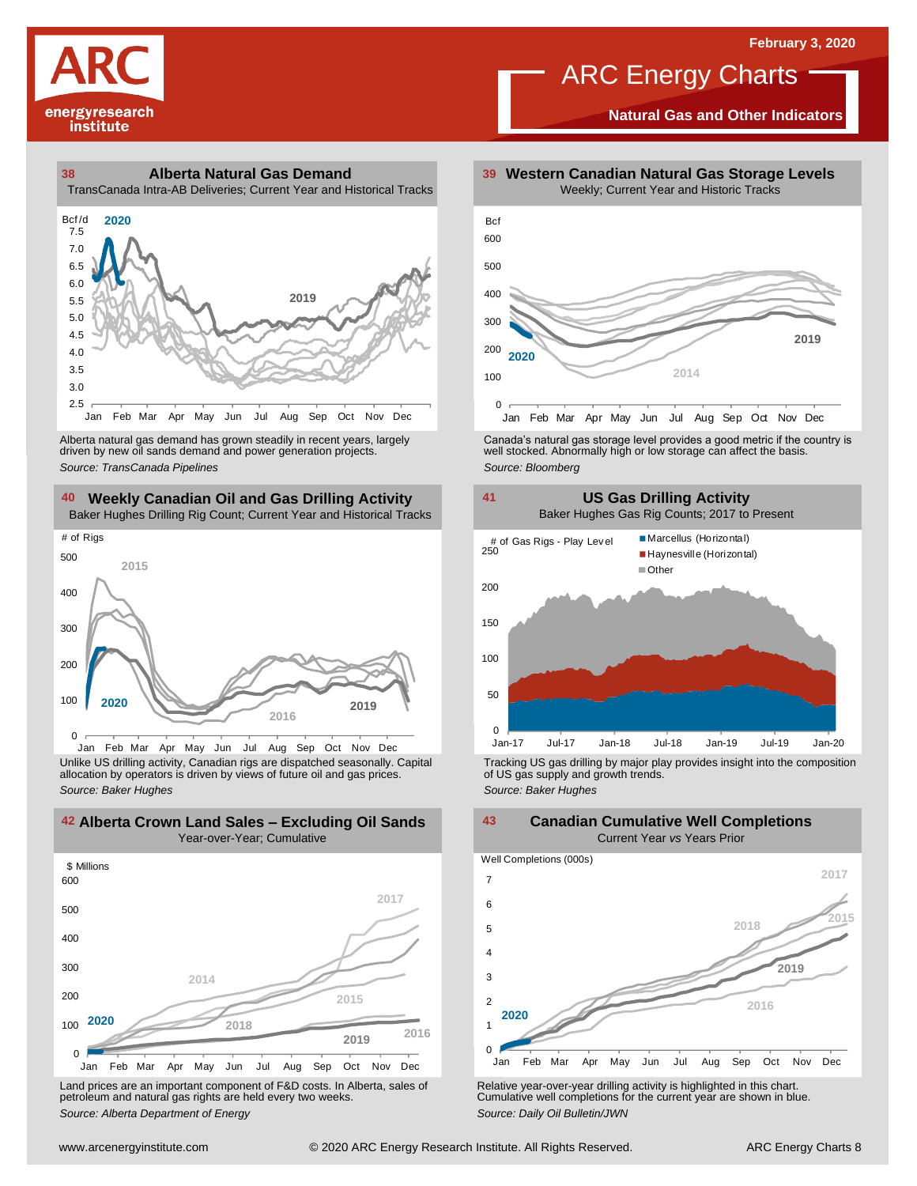# ARC Energy Charts

**Natural Gas and Other Indicators**

February 3, 2020

## 38 Alberta Natural Gas Demand

TransCanada Intra-AB Deliveries; Current Year and Historical Tracks

Alberta natural gas demand has grown steadily in recent years, largely driven by new oil sands demand and power generation projects.

*Source: TransCanada Pipelines*

## 39 Western Canadian Natural Gas Storage Levels

Weekly; Current Year and Historic Tracks

Canada's natural gas storage level provides a good metric if the country is well stocked. Abnormally high or low storage can affect the basis.

*Source: Bloomberg*

## 40 Weekly Canadian Oil and Gas Drilling Activity

Baker Hughes Drilling Rig Count; Current Year and Historical Tracks

Unlike US drilling activity, Canadian rigs are dispatched seasonally. Capital allocation by operators is driven by views of future oil and gas prices.

*Source: Baker Hughes*

## 41 US Gas Drilling Activity

Baker Hughes Gas Rig Counts; 2017 to Present

Tracking US gas drilling by major play provides insight into the composition of US gas supply and growth trends.

*Source: Baker Hughes*

## 42 Alberta Crown Land Sales – Excluding Oil Sands

Year-over-Year; Cumulative

Land prices are an important component of F&D costs. In Alberta, sales of petroleum and natural gas rights are held every two weeks.

*Source: Alberta Department of Energy*

## 43 Canadian Cumulative Well Completions

Current Year *vs* Years Prior

Relative year-over-year drilling activity is highlighted in this chart. Cumulative well completions for the current year are shown in blue.

*Source: Daily Oil Bulletin/JWN*

www.arcenergyinstitute.com © 2020 ARC Energy Research Institute. All Rights Reserved.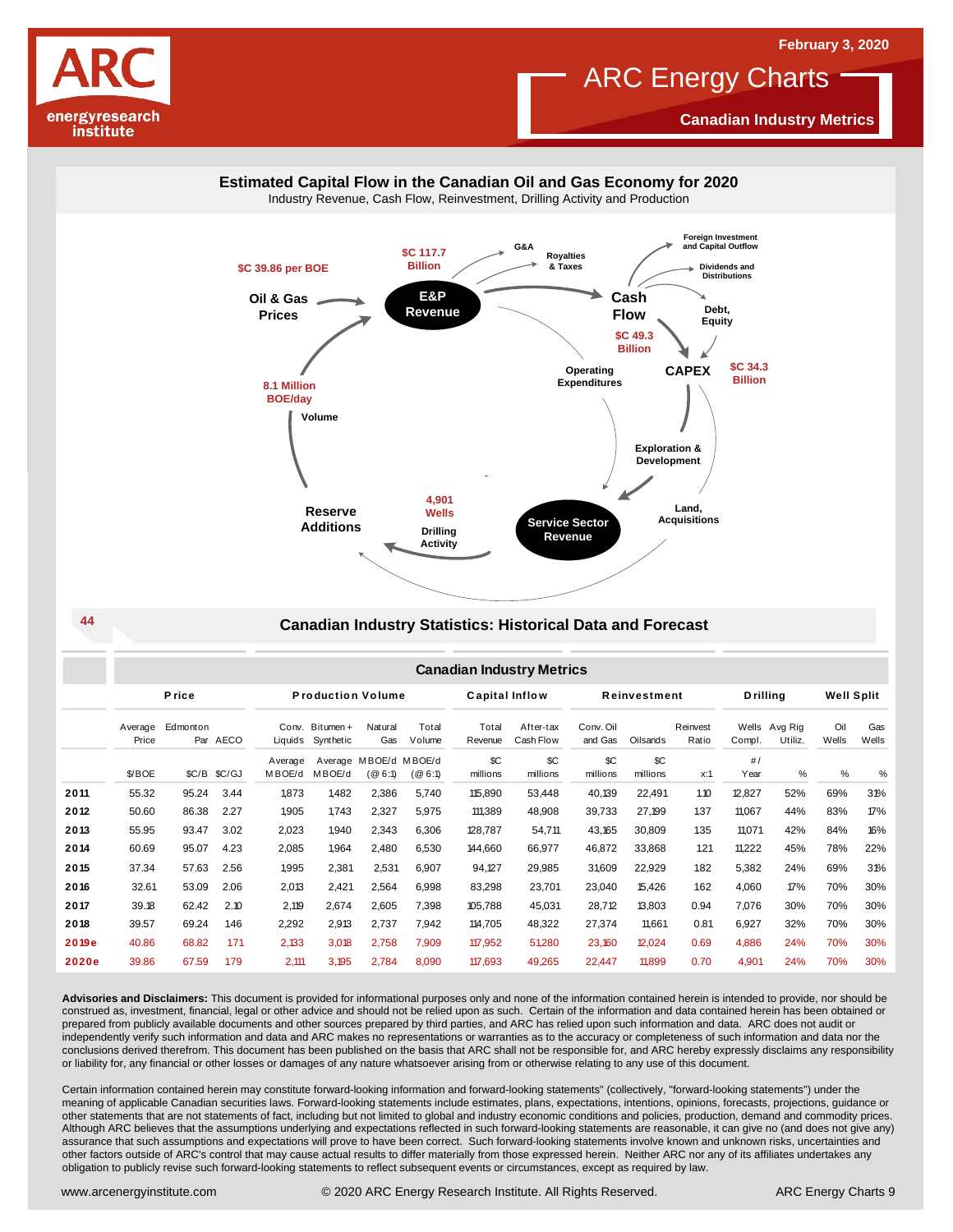February 3, 2020

# ARC Energy Charts

**Canadian Industry Metrics**

## Estimated Capital Flow in the Canadian Oil and Gas Economy for 2020

Industry Revenue, Cash Flow, Reinvestment, Drilling Activity and Production

$C 39.86 per BOE
Oil & Gas Prices
$C 117.7 Billion
E&P Revenue
G&A
Royalties & Taxes
Foreign Investment and Capital Outflow
Dividends and Distributions
Cash Flow
Debt, Equity
$C 49.3 Billion
CAPEX
$C 34.3 Billion
Operating Expenditures
Exploration & Development
8.1 Million BOE/day
Volume
Reserve Additions
4,901 Wells
Drilling Activity
Service Sector Revenue
Land, Acquisitions

44

## Canadian Industry Statistics: Historical Data and Forecast

| | Canadian Industry Metrics | | | | | | | | | | | | | | | | | |
|---|---|---|---|---|---|---|---|---|---|---|---|---|---|---|---|---|---|---|
| | Price | | | Production Volume | | | | Capital Inflow | | Reinvestment | | | Drilling | | Well Split | |
| | Average Price | Edmonton Par | AECO | Conv. Liquids | Bitumen + Synthetic | Natural Gas | Total Volume | Total Revenue | After-tax Cash Flow | Conv. Oil and Gas | Oilsands | Reinvest Ratio | Wells Compl. | Avg Rig Utiliz. | Oil Wells | Gas Wells |
| | $/BOE | $C/B | $C/GJ | Average MBOE/d | Average MBOE/d | MBOE/d (@ 6:1) | MBOE/d (@ 6:1) | $C millions | $C millions | $C millions | $C millions | x:1 | # / Year | % | % | % |
| **2011** | 55.32 | 95.24 | 3.44 | 1,873 | 1,482 | 2,386 | 5,740 | 115,890 | 53,448 | 40,139 | 22,491 | 1.10 | 12,827 | 52% | 69% | 31% |
| **2012** | 50.60 | 86.38 | 2.27 | 1,905 | 1,743 | 2,327 | 5,975 | 111,389 | 48,908 | 39,733 | 27,199 | 1.37 | 11,067 | 44% | 83% | 17% |
| **2013** | 55.95 | 93.47 | 3.02 | 2,023 | 1,940 | 2,343 | 6,306 | 128,787 | 54,711 | 43,165 | 30,809 | 1.35 | 11,071 | 42% | 84% | 16% |
| **2014** | 60.69 | 95.07 | 4.23 | 2,085 | 1,964 | 2,480 | 6,530 | 144,660 | 66,977 | 46,872 | 33,868 | 1.21 | 11,222 | 45% | 78% | 22% |
| **2015** | 37.34 | 57.63 | 2.56 | 1,995 | 2,381 | 2,531 | 6,907 | 94,127 | 29,985 | 31,609 | 22,929 | 1.82 | 5,382 | 24% | 69% | 31% |
| **2016** | 32.61 | 53.09 | 2.06 | 2,013 | 2,421 | 2,564 | 6,998 | 83,298 | 23,701 | 23,040 | 15,426 | 1.62 | 4,060 | 17% | 70% | 30% |
| **2017** | 39.18 | 62.42 | 2.10 | 2,119 | 2,674 | 2,605 | 7,398 | 105,788 | 45,031 | 28,712 | 13,803 | 0.94 | 7,076 | 30% | 70% | 30% |
| **2018** | 39.57 | 69.24 | 1.46 | 2,292 | 2,913 | 2,737 | 7,942 | 114,705 | 48,322 | 27,374 | 11,661 | 0.81 | 6,927 | 32% | 70% | 30% |
| **2019e** | 40.86 | 68.82 | 1.71 | 2,133 | 3,018 | 2,758 | 7,909 | 117,952 | 51,280 | 23,160 | 12,024 | 0.69 | 4,886 | 24% | 70% | 30% |
| **2020e** | 39.86 | 67.59 | 1.79 | 2,111 | 3,195 | 2,784 | 8,090 | 117,693 | 49,265 | 22,447 | 11,899 | 0.70 | 4,901 | 24% | 70% | 30% |

**Advisories and Disclaimers:** This document is provided for informational purposes only and none of the information contained herein is intended to provide, nor should be construed as, investment, financial, legal or other advice and should not be relied upon as such. Certain of the information and data contained herein has been obtained or prepared from publicly available documents and other sources prepared by third parties, and ARC has relied upon such information and data. ARC does not audit or independently verify such information and data and ARC makes no representations or warranties as to the accuracy or completeness of such information and data nor the conclusions derived therefrom. This document has been published on the basis that ARC shall not be responsible for, and ARC hereby expressly disclaims any responsibility or liability for, any financial or other losses or damages of any nature whatsoever arising from or otherwise relating to any use of this document.

Certain information contained herein may constitute forward-looking information and forward-looking statements" (collectively, "forward-looking statements") under the meaning of applicable Canadian securities laws. Forward-looking statements include estimates, plans, expectations, intentions, opinions, forecasts, projections, guidance or other statements that are not statements of fact, including but not limited to global and industry economic conditions and policies, production, demand and commodity prices. Although ARC believes that the assumptions underlying and expectations reflected in such forward-looking statements are reasonable, it can give no (and does not give any) assurance that such assumptions and expectations will prove to have been correct. Such forward-looking statements involve known and unknown risks, uncertainties and other factors outside of ARC's control that may cause actual results to differ materially from those expressed herein. Neither ARC nor any of its affiliates undertakes any obligation to publicly revise such forward-looking statements to reflect subsequent events or circumstances, except as required by law.

www.arcenergyinstitute.com © 2020 ARC Energy Research Institute. All Rights Reserved.